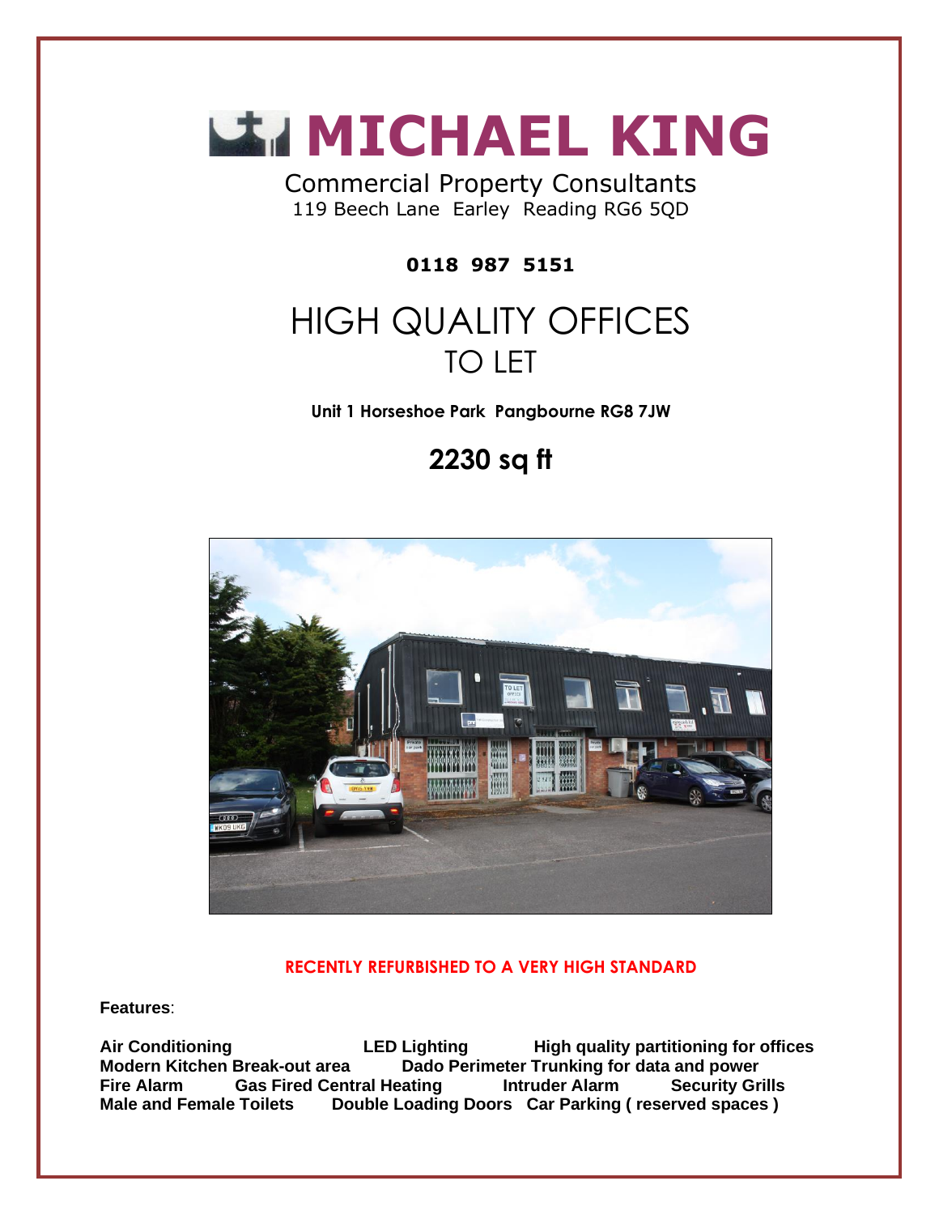# MICHAEL KING

Commercial Property Consultants
119 Beech Lane Earley Reading RG6 5QD

**0118 987 5151**

# HIGH QUALITY OFFICES
## TO LET

**Unit 1 Horseshoe Park Pangbourne RG8 7JW**

## 2230 sq ft

**RECENTLY REFURBISHED TO A VERY HIGH STANDARD**

**Features**:

**Air Conditioning** **LED Lighting** **High quality partitioning for offices**
**Modern Kitchen Break-out area** **Dado Perimeter Trunking for data and power**
**Fire Alarm** **Gas Fired Central Heating** **Intruder Alarm** **Security Grills**
**Male and Female Toilets** **Double Loading Doors** **Car Parking ( reserved spaces )**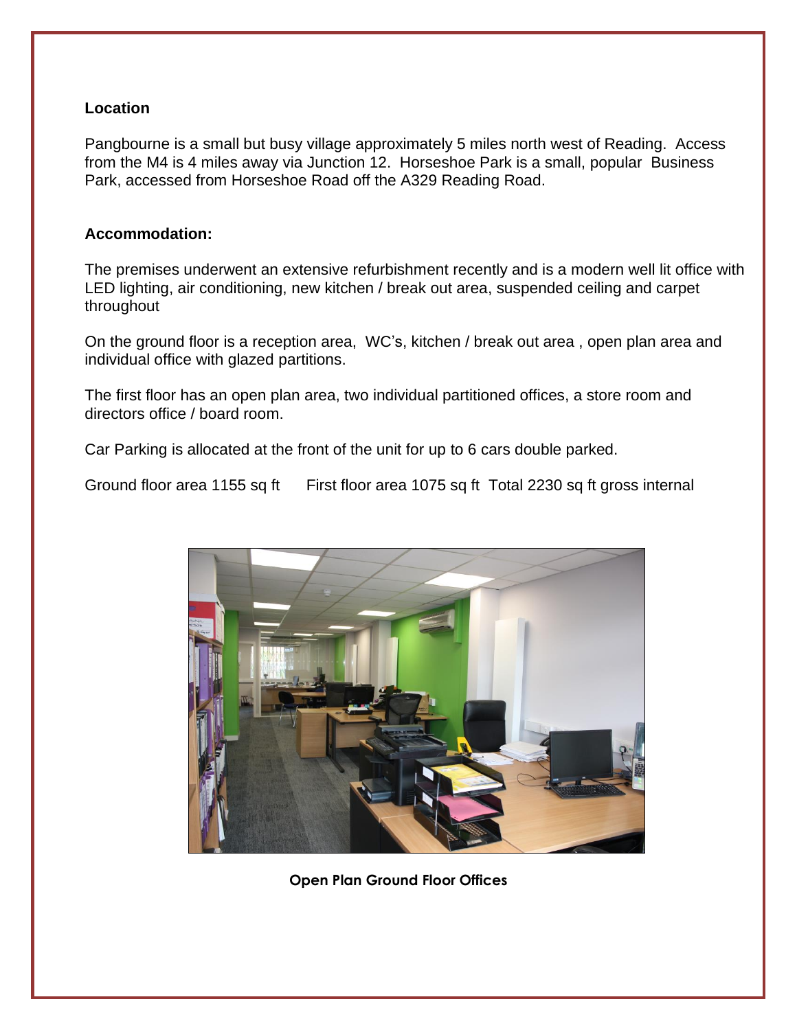**Location**

Pangbourne is a small but busy village approximately 5 miles north west of Reading. Access from the M4 is 4 miles away via Junction 12. Horseshoe Park is a small, popular Business Park, accessed from Horseshoe Road off the A329 Reading Road.

**Accommodation:**

The premises underwent an extensive refurbishment recently and is a modern well lit office with LED lighting, air conditioning, new kitchen / break out area, suspended ceiling and carpet throughout

On the ground floor is a reception area, WC's, kitchen / break out area , open plan area and individual office with glazed partitions.

The first floor has an open plan area, two individual partitioned offices, a store room and directors office / board room.

Car Parking is allocated at the front of the unit for up to 6 cars double parked.

Ground floor area 1155 sq ft First floor area 1075 sq ft Total 2230 sq ft gross internal

**Open Plan Ground Floor Offices**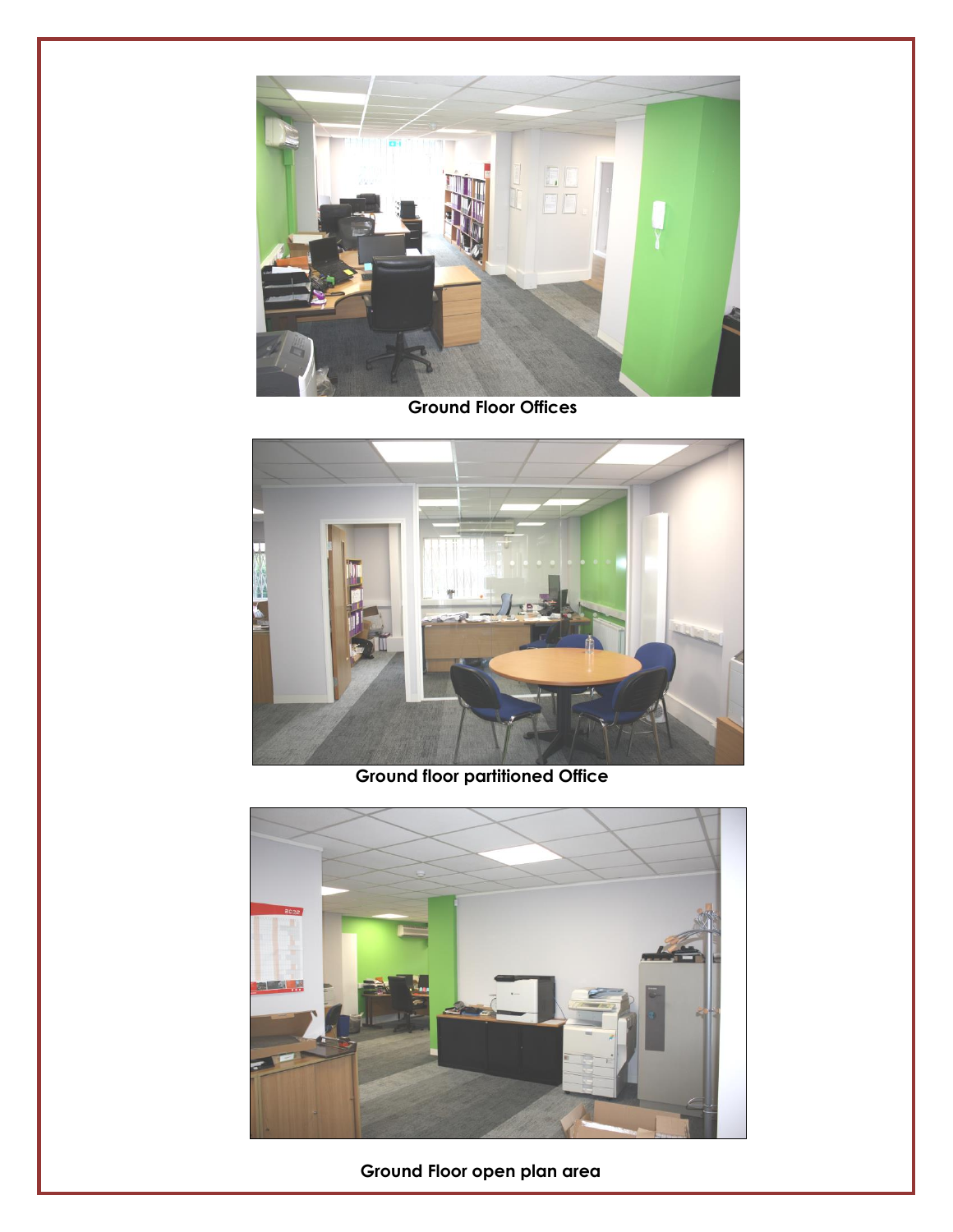Ground Floor Offices

Ground floor partitioned Office

Ground Floor open plan area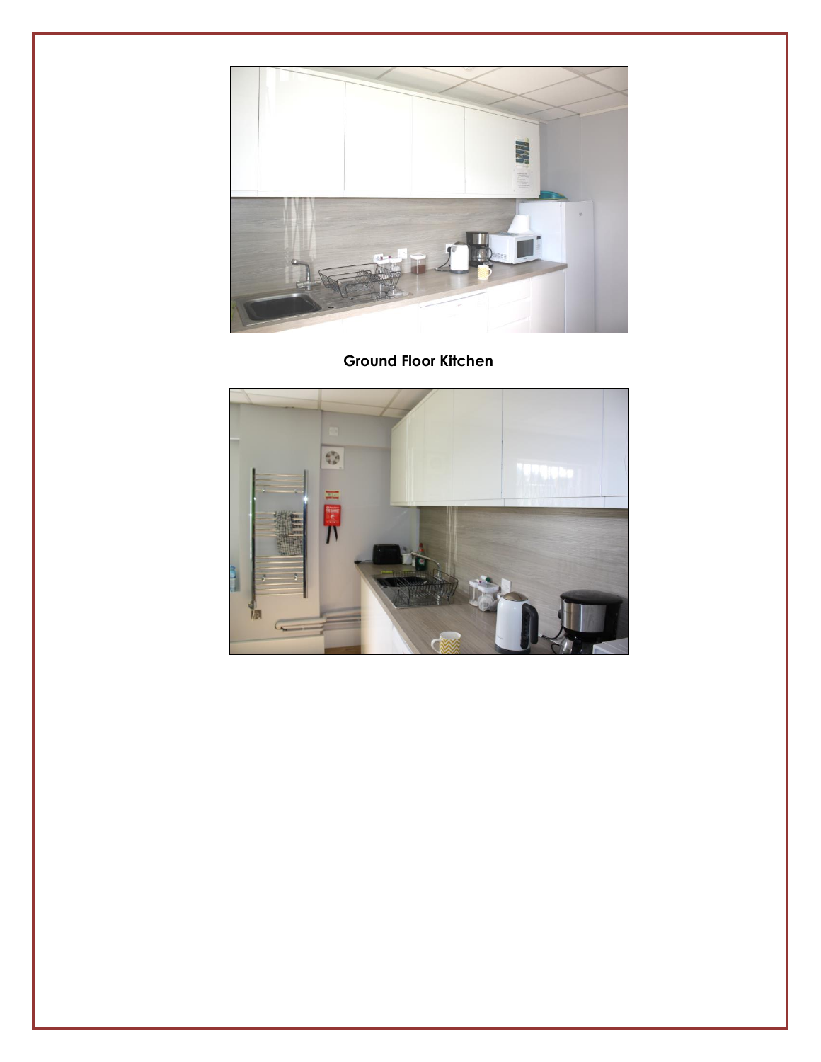**Ground Floor Kitchen**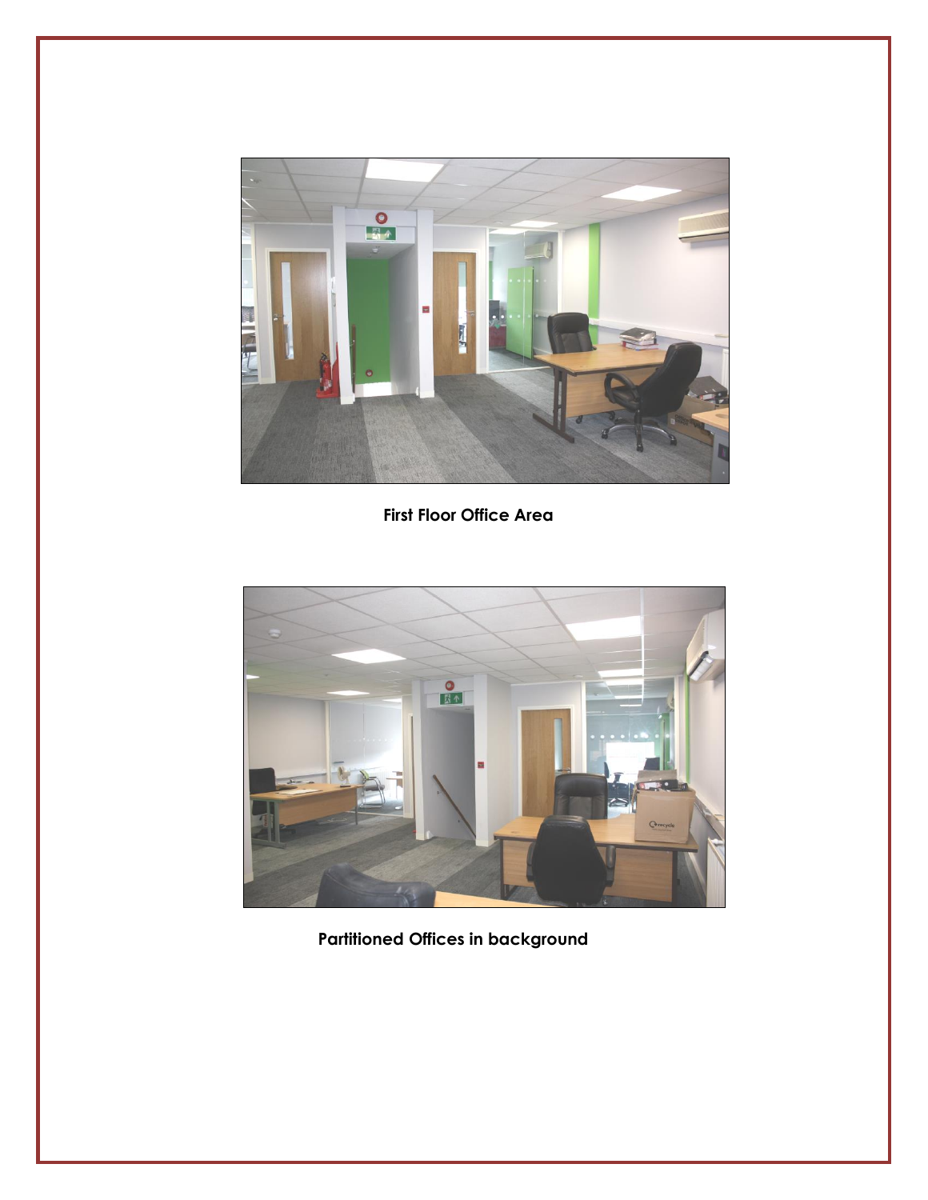**First Floor Office Area**

**Partitioned Offices in background**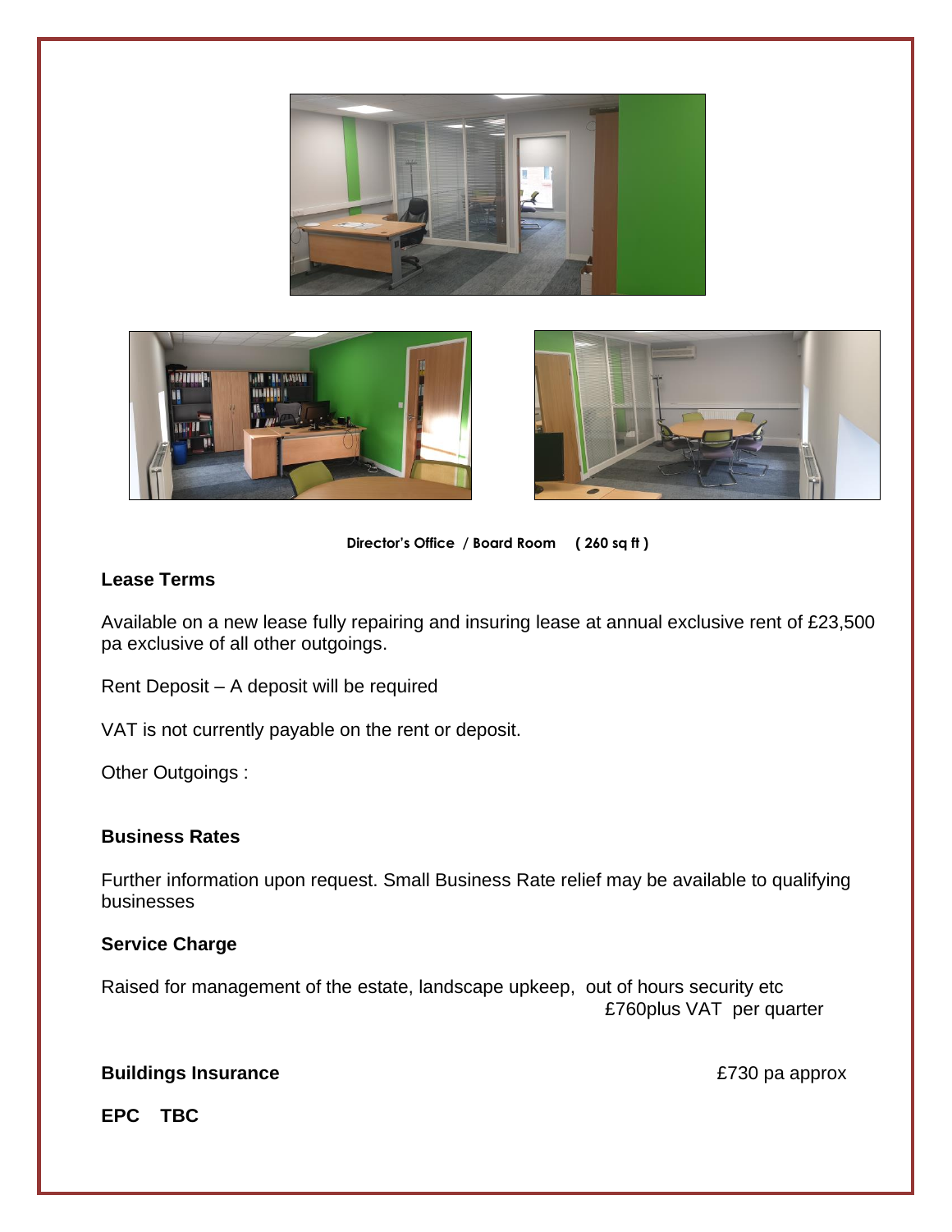Director's Office / Board Room ( 260 sq ft )

**Lease Terms**

Available on a new lease fully repairing and insuring lease at annual exclusive rent of £23,500 pa exclusive of all other outgoings.

Rent Deposit – A deposit will be required

VAT is not currently payable on the rent or deposit.

Other Outgoings :

**Business Rates**

Further information upon request. Small Business Rate relief may be available to qualifying businesses

**Service Charge**

Raised for management of the estate, landscape upkeep, out of hours security etc
£760plus VAT per quarter

**Buildings Insurance** £730 pa approx

**EPC TBC**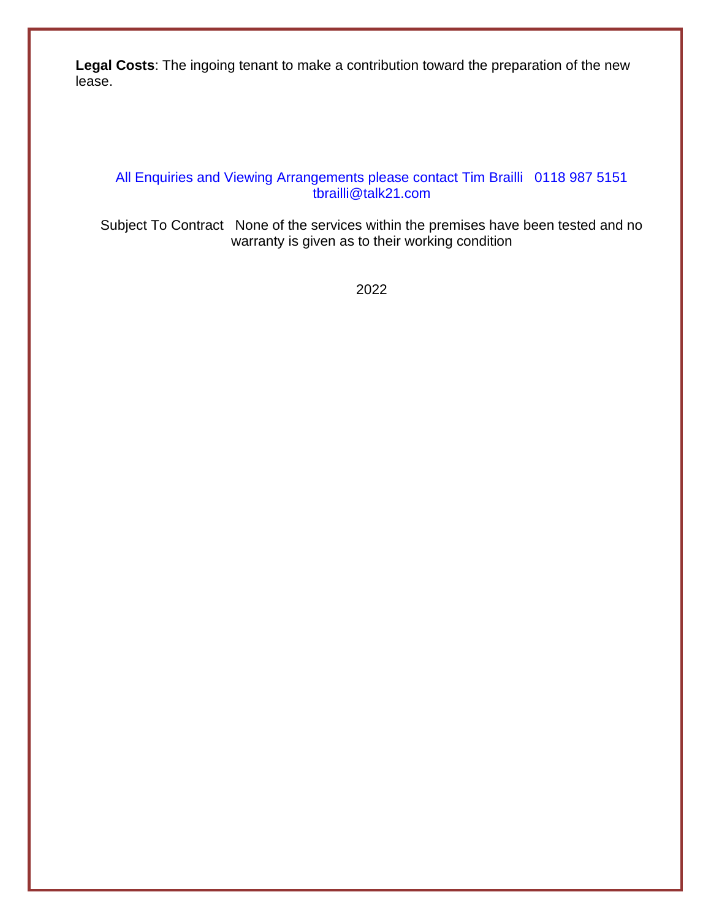**Legal Costs**: The ingoing tenant to make a contribution toward the preparation of the new lease.

All Enquiries and Viewing Arrangements please contact Tim Brailli   0118 987 5151
tbrailli@talk21.com

Subject To Contract   None of the services within the premises have been tested and no warranty is given as to their working condition

2022